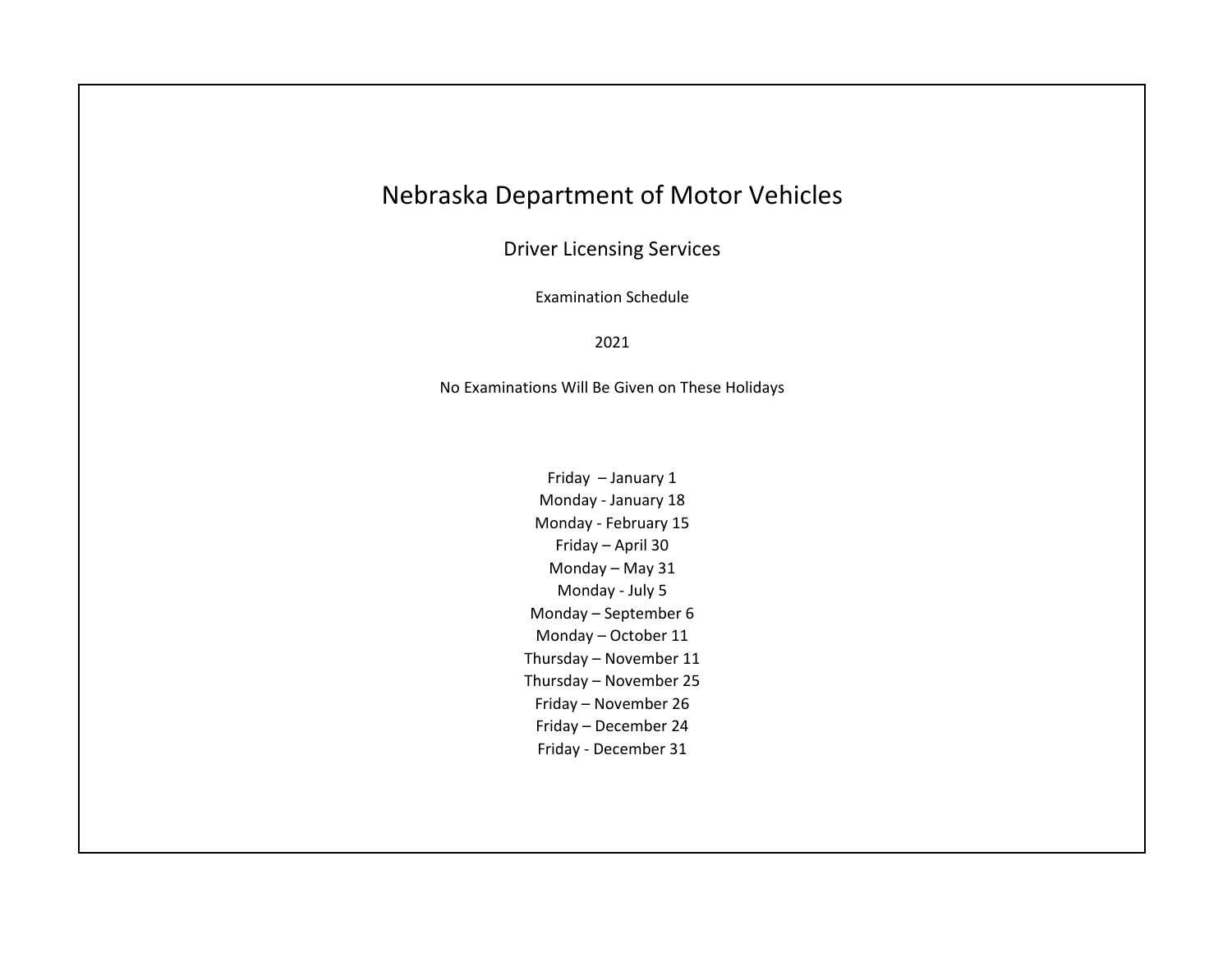# Nebraska Department of Motor Vehicles

## Driver Licensing Services

### Examination Schedule

2021

No Examinations Will Be Given on These Holidays

Friday – January 1
Monday - January 18
Monday - February 15
Friday – April 30
Monday – May 31
Monday - July 5
Monday – September 6
Monday – October 11
Thursday – November 11
Thursday – November 25
Friday – November 26
Friday – December 24
Friday - December 31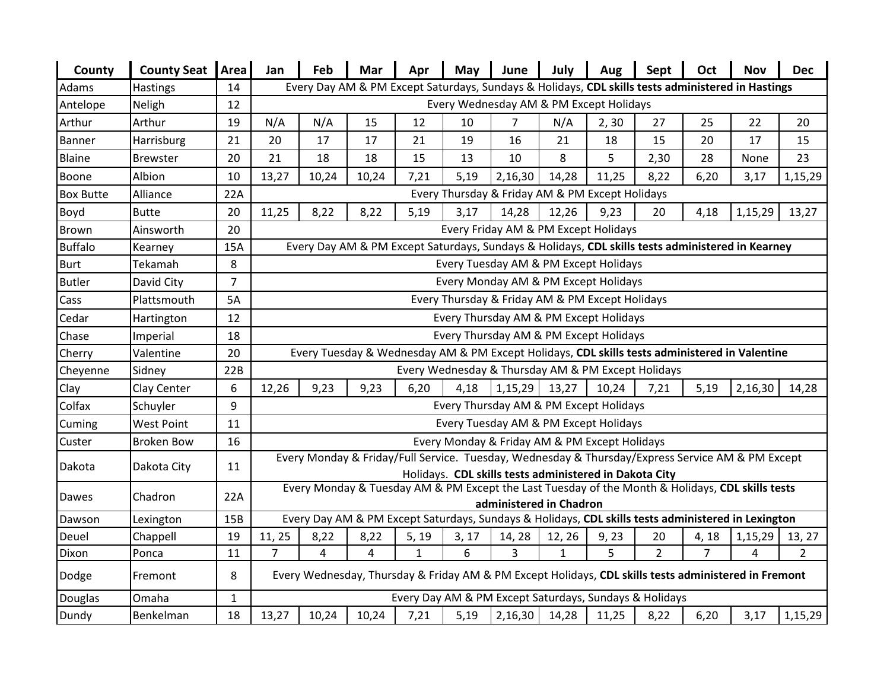| County | County Seat | Area | Jan | Feb | Mar | Apr | May | June | July | Aug | Sept | Oct | Nov | Dec |
|---|---|---|---|---|---|---|---|---|---|---|---|---|---|---|
| Adams | Hastings | 14 | Every Day AM & PM Except Saturdays, Sundays & Holidays, **CDL skills tests administered in Hastings** | | | | | | | | | | | |
| Antelope | Neligh | 12 | Every Wednesday AM & PM Except Holidays | | | | | | | | | | | |
| Arthur | Arthur | 19 | N/A | N/A | 15 | 12 | 10 | 7 | N/A | 2, 30 | 27 | 25 | 22 | 20 |
| Banner | Harrisburg | 21 | 20 | 17 | 17 | 21 | 19 | 16 | 21 | 18 | 15 | 20 | 17 | 15 |
| Blaine | Brewster | 20 | 21 | 18 | 18 | 15 | 13 | 10 | 8 | 5 | 2,30 | 28 | None | 23 |
| Boone | Albion | 10 | 13,27 | 10,24 | 10,24 | 7,21 | 5,19 | 2,16,30 | 14,28 | 11,25 | 8,22 | 6,20 | 3,17 | 1,15,29 |
| Box Butte | Alliance | 22A | Every Thursday & Friday AM & PM Except Holidays | | | | | | | | | | | |
| Boyd | Butte | 20 | 11,25 | 8,22 | 8,22 | 5,19 | 3,17 | 14,28 | 12,26 | 9,23 | 20 | 4,18 | 1,15,29 | 13,27 |
| Brown | Ainsworth | 20 | Every Friday AM & PM Except Holidays | | | | | | | | | | | |
| Buffalo | Kearney | 15A | Every Day AM & PM Except Saturdays, Sundays & Holidays, **CDL skills tests administered in Kearney** | | | | | | | | | | | |
| Burt | Tekamah | 8 | Every Tuesday AM & PM Except Holidays | | | | | | | | | | | |
| Butler | David City | 7 | Every Monday AM & PM Except Holidays | | | | | | | | | | | |
| Cass | Plattsmouth | 5A | Every Thursday & Friday AM & PM Except Holidays | | | | | | | | | | | |
| Cedar | Hartington | 12 | Every Thursday AM & PM Except Holidays | | | | | | | | | | | |
| Chase | Imperial | 18 | Every Thursday AM & PM Except Holidays | | | | | | | | | | | |
| Cherry | Valentine | 20 | Every Tuesday & Wednesday AM & PM Except Holidays, **CDL skills tests administered in Valentine** | | | | | | | | | | | |
| Cheyenne | Sidney | 22B | Every Wednesday & Thursday AM & PM Except Holidays | | | | | | | | | | | |
| Clay | Clay Center | 6 | 12,26 | 9,23 | 9,23 | 6,20 | 4,18 | 1,15,29 | 13,27 | 10,24 | 7,21 | 5,19 | 2,16,30 | 14,28 |
| Colfax | Schuyler | 9 | Every Thursday AM & PM Except Holidays | | | | | | | | | | | |
| Cuming | West Point | 11 | Every Tuesday AM & PM Except Holidays | | | | | | | | | | | |
| Custer | Broken Bow | 16 | Every Monday & Friday AM & PM Except Holidays | | | | | | | | | | | |
| Dakota | Dakota City | 11 | Every Monday & Friday/Full Service. Tuesday, Wednesday & Thursday/Express Service AM & PM Except Holidays. **CDL skills tests administered in Dakota City** | | | | | | | | | | | |
| Dawes | Chadron | 22A | Every Monday & Tuesday AM & PM Except the Last Tuesday of the Month & Holidays, **CDL skills tests administered in Chadron** | | | | | | | | | | | |
| Dawson | Lexington | 15B | Every Day AM & PM Except Saturdays, Sundays & Holidays, **CDL skills tests administered in Lexington** | | | | | | | | | | | |
| Deuel | Chappell | 19 | 11, 25 | 8,22 | 8,22 | 5, 19 | 3, 17 | 14, 28 | 12, 26 | 9, 23 | 20 | 4, 18 | 1,15,29 | 13, 27 |
| Dixon | Ponca | 11 | 7 | 4 | 4 | 1 | 6 | 3 | 1 | 5 | 2 | 7 | 4 | 2 |
| Dodge | Fremont | 8 | Every Wednesday, Thursday & Friday AM & PM Except Holidays, **CDL skills tests administered in Fremont** | | | | | | | | | | | |
| Douglas | Omaha | 1 | Every Day AM & PM Except Saturdays, Sundays & Holidays | | | | | | | | | | | |
| Dundy | Benkelman | 18 | 13,27 | 10,24 | 10,24 | 7,21 | 5,19 | 2,16,30 | 14,28 | 11,25 | 8,22 | 6,20 | 3,17 | 1,15,29 |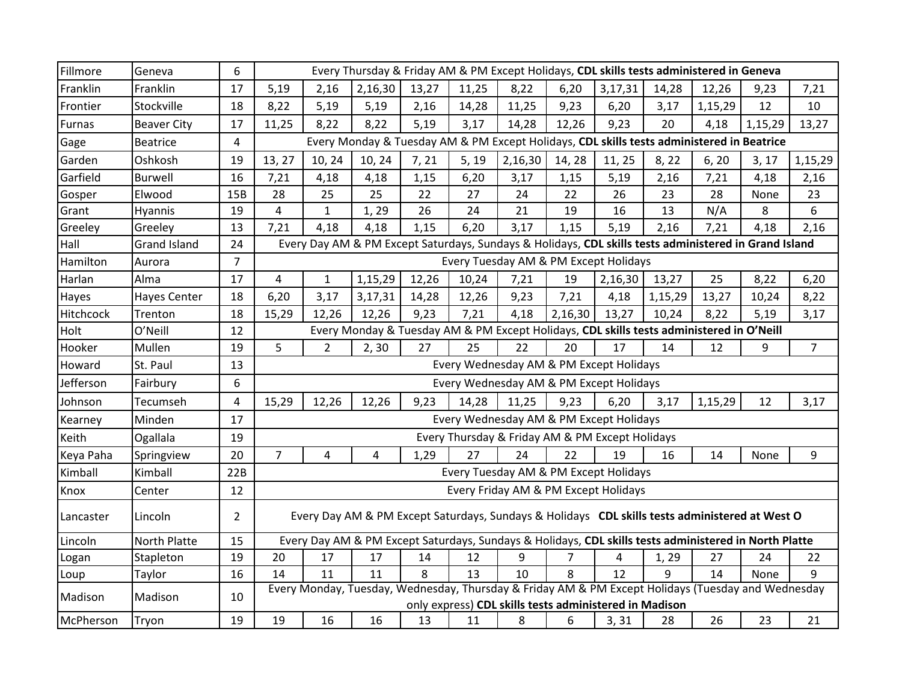| Fillmore | Geneva | 6 | Every Thursday & Friday AM & PM Except Holidays, **CDL skills tests administered in Geneva** | | | | | | | | | | | |
|---|---|---|---|---|---|---|---|---|---|---|---|---|---|---|
| Franklin | Franklin | 17 | 5,19 | 2,16 | 2,16,30 | 13,27 | 11,25 | 8,22 | 6,20 | 3,17,31 | 14,28 | 12,26 | 9,23 | 7,21 |
| Frontier | Stockville | 18 | 8,22 | 5,19 | 5,19 | 2,16 | 14,28 | 11,25 | 9,23 | 6,20 | 3,17 | 1,15,29 | 12 | 10 |
| Furnas | Beaver City | 17 | 11,25 | 8,22 | 8,22 | 5,19 | 3,17 | 14,28 | 12,26 | 9,23 | 20 | 4,18 | 1,15,29 | 13,27 |
| Gage | Beatrice | 4 | Every Monday & Tuesday AM & PM Except Holidays, **CDL skills tests administered in Beatrice** | | | | | | | | | | | |
| Garden | Oshkosh | 19 | 13, 27 | 10, 24 | 10, 24 | 7, 21 | 5, 19 | 2,16,30 | 14, 28 | 11, 25 | 8, 22 | 6, 20 | 3, 17 | 1,15,29 |
| Garfield | Burwell | 16 | 7,21 | 4,18 | 4,18 | 1,15 | 6,20 | 3,17 | 1,15 | 5,19 | 2,16 | 7,21 | 4,18 | 2,16 |
| Gosper | Elwood | 15B | 28 | 25 | 25 | 22 | 27 | 24 | 22 | 26 | 23 | 28 | None | 23 |
| Grant | Hyannis | 19 | 4 | 1 | 1, 29 | 26 | 24 | 21 | 19 | 16 | 13 | N/A | 8 | 6 |
| Greeley | Greeley | 13 | 7,21 | 4,18 | 4,18 | 1,15 | 6,20 | 3,17 | 1,15 | 5,19 | 2,16 | 7,21 | 4,18 | 2,16 |
| Hall | Grand Island | 24 | Every Day AM & PM Except Saturdays, Sundays & Holidays, **CDL skills tests administered in Grand Island** | | | | | | | | | | | |
| Hamilton | Aurora | 7 | Every Tuesday AM & PM Except Holidays | | | | | | | | | | | |
| Harlan | Alma | 17 | 4 | 1 | 1,15,29 | 12,26 | 10,24 | 7,21 | 19 | 2,16,30 | 13,27 | 25 | 8,22 | 6,20 |
| Hayes | Hayes Center | 18 | 6,20 | 3,17 | 3,17,31 | 14,28 | 12,26 | 9,23 | 7,21 | 4,18 | 1,15,29 | 13,27 | 10,24 | 8,22 |
| Hitchcock | Trenton | 18 | 15,29 | 12,26 | 12,26 | 9,23 | 7,21 | 4,18 | 2,16,30 | 13,27 | 10,24 | 8,22 | 5,19 | 3,17 |
| Holt | O'Neill | 12 | Every Monday & Tuesday AM & PM Except Holidays, **CDL skills tests administered in O'Neill** | | | | | | | | | | | |
| Hooker | Mullen | 19 | 5 | 2 | 2, 30 | 27 | 25 | 22 | 20 | 17 | 14 | 12 | 9 | 7 |
| Howard | St. Paul | 13 | Every Wednesday AM & PM Except Holidays | | | | | | | | | | | |
| Jefferson | Fairbury | 6 | Every Wednesday AM & PM Except Holidays | | | | | | | | | | | |
| Johnson | Tecumseh | 4 | 15,29 | 12,26 | 12,26 | 9,23 | 14,28 | 11,25 | 9,23 | 6,20 | 3,17 | 1,15,29 | 12 | 3,17 |
| Kearney | Minden | 17 | Every Wednesday AM & PM Except Holidays | | | | | | | | | | | |
| Keith | Ogallala | 19 | Every Thursday & Friday AM & PM Except Holidays | | | | | | | | | | | |
| Keya Paha | Springview | 20 | 7 | 4 | 4 | 1,29 | 27 | 24 | 22 | 19 | 16 | 14 | None | 9 |
| Kimball | Kimball | 22B | Every Tuesday AM & PM Except Holidays | | | | | | | | | | | |
| Knox | Center | 12 | Every Friday AM & PM Except Holidays | | | | | | | | | | | |
| Lancaster | Lincoln | 2 | Every Day AM & PM Except Saturdays, Sundays & Holidays **CDL skills tests administered at West O** | | | | | | | | | | | |
| Lincoln | North Platte | 15 | Every Day AM & PM Except Saturdays, Sundays & Holidays, **CDL skills tests administered in North Platte** | | | | | | | | | | | |
| Logan | Stapleton | 19 | 20 | 17 | 17 | 14 | 12 | 9 | 7 | 4 | 1, 29 | 27 | 24 | 22 |
| Loup | Taylor | 16 | 14 | 11 | 11 | 8 | 13 | 10 | 8 | 12 | 9 | 14 | None | 9 |
| Madison | Madison | 10 | Every Monday, Tuesday, Wednesday, Thursday & Friday AM & PM Except Holidays (Tuesday and Wednesday only express) **CDL skills tests administered in Madison** | | | | | | | | | | | |
| McPherson | Tryon | 19 | 19 | 16 | 16 | 13 | 11 | 8 | 6 | 3, 31 | 28 | 26 | 23 | 21 |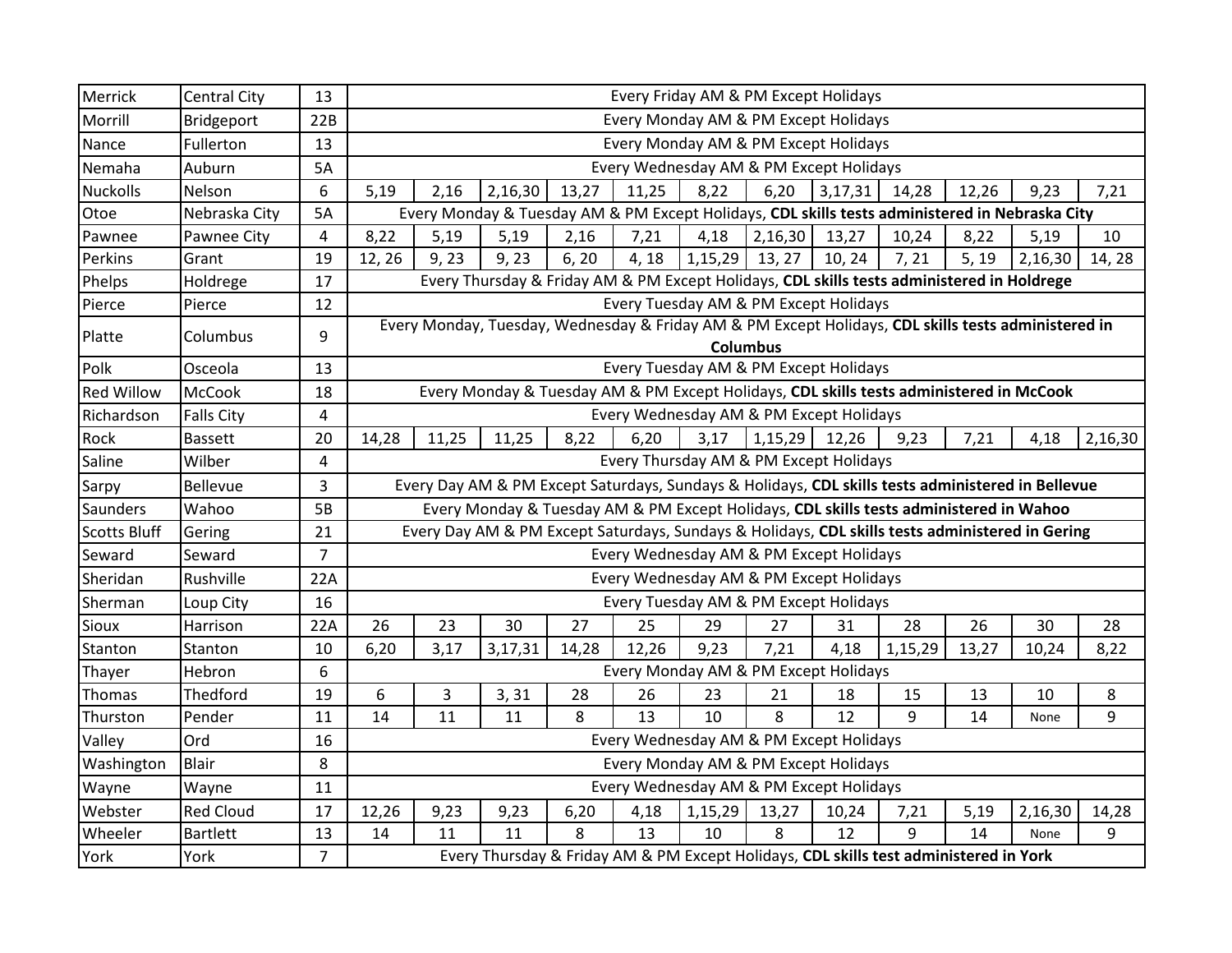| | | | | | | | | | | | | | | |
|---|---|---|---|---|---|---|---|---|---|---|---|---|---|---|
| Merrick | Central City | 13 | Every Friday AM & PM Except Holidays | | | | | | | | | | | |
| Morrill | Bridgeport | 22B | Every Monday AM & PM Except Holidays | | | | | | | | | | | |
| Nance | Fullerton | 13 | Every Monday AM & PM Except Holidays | | | | | | | | | | | |
| Nemaha | Auburn | 5A | Every Wednesday AM & PM Except Holidays | | | | | | | | | | | |
| Nuckolls | Nelson | 6 | 5,19 | 2,16 | 2,16,30 | 13,27 | 11,25 | 8,22 | 6,20 | 3,17,31 | 14,28 | 12,26 | 9,23 | 7,21 |
| Otoe | Nebraska City | 5A | Every Monday & Tuesday AM & PM Except Holidays, **CDL skills tests administered in Nebraska City** | | | | | | | | | | | |
| Pawnee | Pawnee City | 4 | 8,22 | 5,19 | 5,19 | 2,16 | 7,21 | 4,18 | 2,16,30 | 13,27 | 10,24 | 8,22 | 5,19 | 10 |
| Perkins | Grant | 19 | 12, 26 | 9, 23 | 9, 23 | 6, 20 | 4, 18 | 1,15,29 | 13, 27 | 10, 24 | 7, 21 | 5, 19 | 2,16,30 | 14, 28 |
| Phelps | Holdrege | 17 | Every Thursday & Friday AM & PM Except Holidays, **CDL skills tests administered in Holdrege** | | | | | | | | | | | |
| Pierce | Pierce | 12 | Every Tuesday AM & PM Except Holidays | | | | | | | | | | | |
| Platte | Columbus | 9 | Every Monday, Tuesday, Wednesday & Friday AM & PM Except Holidays, **CDL skills tests administered in Columbus** | | | | | | | | | | | |
| Polk | Osceola | 13 | Every Tuesday AM & PM Except Holidays | | | | | | | | | | | |
| Red Willow | McCook | 18 | Every Monday & Tuesday AM & PM Except Holidays, **CDL skills tests administered in McCook** | | | | | | | | | | | |
| Richardson | Falls City | 4 | Every Wednesday AM & PM Except Holidays | | | | | | | | | | | |
| Rock | Bassett | 20 | 14,28 | 11,25 | 11,25 | 8,22 | 6,20 | 3,17 | 1,15,29 | 12,26 | 9,23 | 7,21 | 4,18 | 2,16,30 |
| Saline | Wilber | 4 | Every Thursday AM & PM Except Holidays | | | | | | | | | | | |
| Sarpy | Bellevue | 3 | Every Day AM & PM Except Saturdays, Sundays & Holidays, **CDL skills tests administered in Bellevue** | | | | | | | | | | | |
| Saunders | Wahoo | 5B | Every Monday & Tuesday AM & PM Except Holidays, **CDL skills tests administered in Wahoo** | | | | | | | | | | | |
| Scotts Bluff | Gering | 21 | Every Day AM & PM Except Saturdays, Sundays & Holidays, **CDL skills tests administered in Gering** | | | | | | | | | | | |
| Seward | Seward | 7 | Every Wednesday AM & PM Except Holidays | | | | | | | | | | | |
| Sheridan | Rushville | 22A | Every Wednesday AM & PM Except Holidays | | | | | | | | | | | |
| Sherman | Loup City | 16 | Every Tuesday AM & PM Except Holidays | | | | | | | | | | | |
| Sioux | Harrison | 22A | 26 | 23 | 30 | 27 | 25 | 29 | 27 | 31 | 28 | 26 | 30 | 28 |
| Stanton | Stanton | 10 | 6,20 | 3,17 | 3,17,31 | 14,28 | 12,26 | 9,23 | 7,21 | 4,18 | 1,15,29 | 13,27 | 10,24 | 8,22 |
| Thayer | Hebron | 6 | Every Monday AM & PM Except Holidays | | | | | | | | | | | |
| Thomas | Thedford | 19 | 6 | 3 | 3, 31 | 28 | 26 | 23 | 21 | 18 | 15 | 13 | 10 | 8 |
| Thurston | Pender | 11 | 14 | 11 | 11 | 8 | 13 | 10 | 8 | 12 | 9 | 14 | None | 9 |
| Valley | Ord | 16 | Every Wednesday AM & PM Except Holidays | | | | | | | | | | | |
| Washington | Blair | 8 | Every Monday AM & PM Except Holidays | | | | | | | | | | | |
| Wayne | Wayne | 11 | Every Wednesday AM & PM Except Holidays | | | | | | | | | | | |
| Webster | Red Cloud | 17 | 12,26 | 9,23 | 9,23 | 6,20 | 4,18 | 1,15,29 | 13,27 | 10,24 | 7,21 | 5,19 | 2,16,30 | 14,28 |
| Wheeler | Bartlett | 13 | 14 | 11 | 11 | 8 | 13 | 10 | 8 | 12 | 9 | 14 | None | 9 |
| York | York | 7 | Every Thursday & Friday AM & PM Except Holidays, **CDL skills test administered in York** | | | | | | | | | | | |